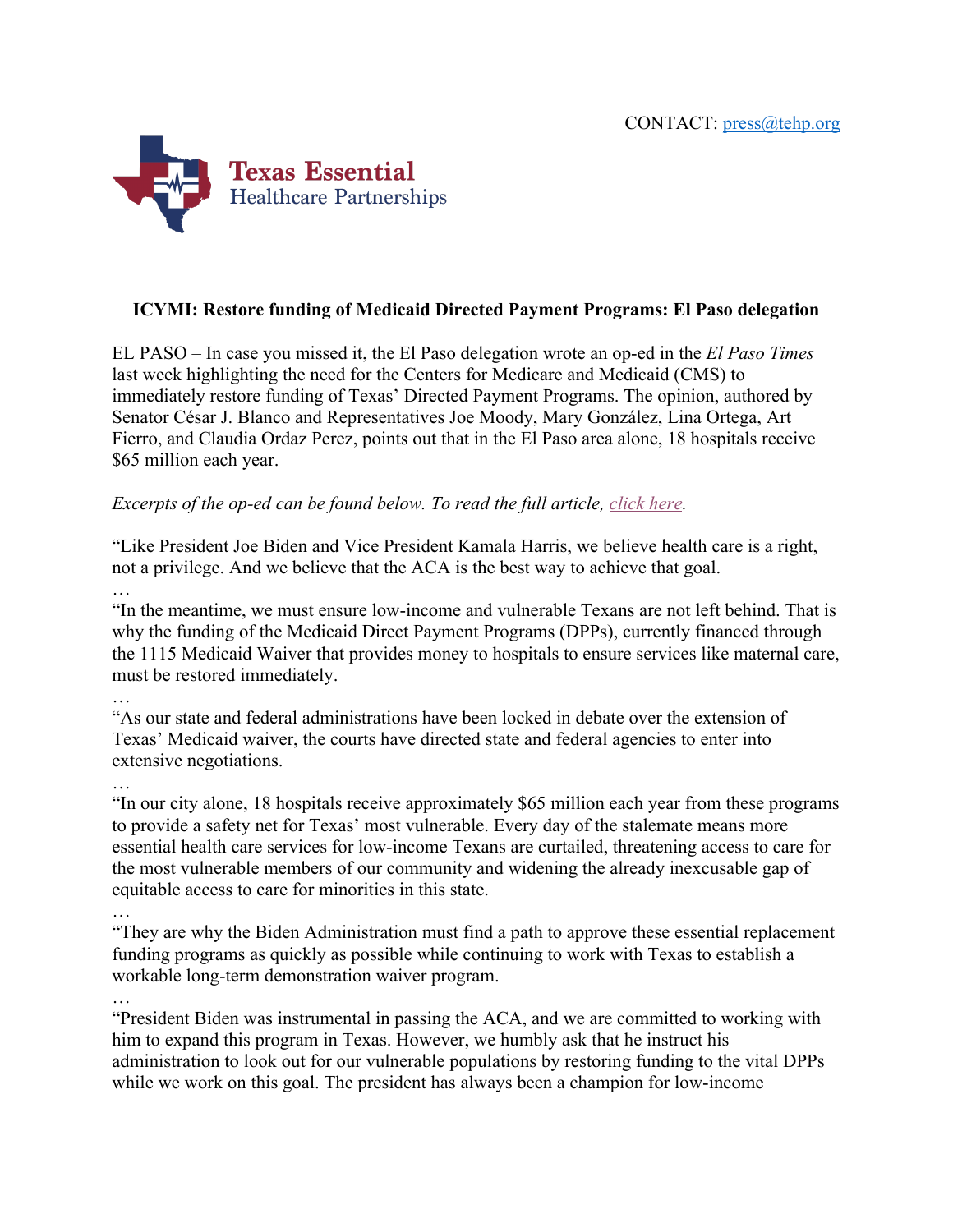CONTACT: press@tehp.org

Texas Essential Healthcare Partnerships

**ICYMI: Restore funding of Medicaid Directed Payment Programs: El Paso delegation**

EL PASO – In case you missed it, the El Paso delegation wrote an op-ed in the *El Paso Times* last week highlighting the need for the Centers for Medicare and Medicaid (CMS) to immediately restore funding of Texas' Directed Payment Programs. The opinion, authored by Senator César J. Blanco and Representatives Joe Moody, Mary González, Lina Ortega, Art Fierro, and Claudia Ordaz Perez, points out that in the El Paso area alone, 18 hospitals receive $65 million each year.

*Excerpts of the op-ed can be found below. To read the full article, click here.*

"Like President Joe Biden and Vice President Kamala Harris, we believe health care is a right, not a privilege. And we believe that the ACA is the best way to achieve that goal.

…

"In the meantime, we must ensure low-income and vulnerable Texans are not left behind. That is why the funding of the Medicaid Direct Payment Programs (DPPs), currently financed through the 1115 Medicaid Waiver that provides money to hospitals to ensure services like maternal care, must be restored immediately.

…

"As our state and federal administrations have been locked in debate over the extension of Texas' Medicaid waiver, the courts have directed state and federal agencies to enter into extensive negotiations.

…

"In our city alone, 18 hospitals receive approximately $65 million each year from these programs to provide a safety net for Texas' most vulnerable. Every day of the stalemate means more essential health care services for low-income Texans are curtailed, threatening access to care for the most vulnerable members of our community and widening the already inexcusable gap of equitable access to care for minorities in this state.

…

"They are why the Biden Administration must find a path to approve these essential replacement funding programs as quickly as possible while continuing to work with Texas to establish a workable long-term demonstration waiver program.

…

"President Biden was instrumental in passing the ACA, and we are committed to working with him to expand this program in Texas. However, we humbly ask that he instruct his administration to look out for our vulnerable populations by restoring funding to the vital DPPs while we work on this goal. The president has always been a champion for low-income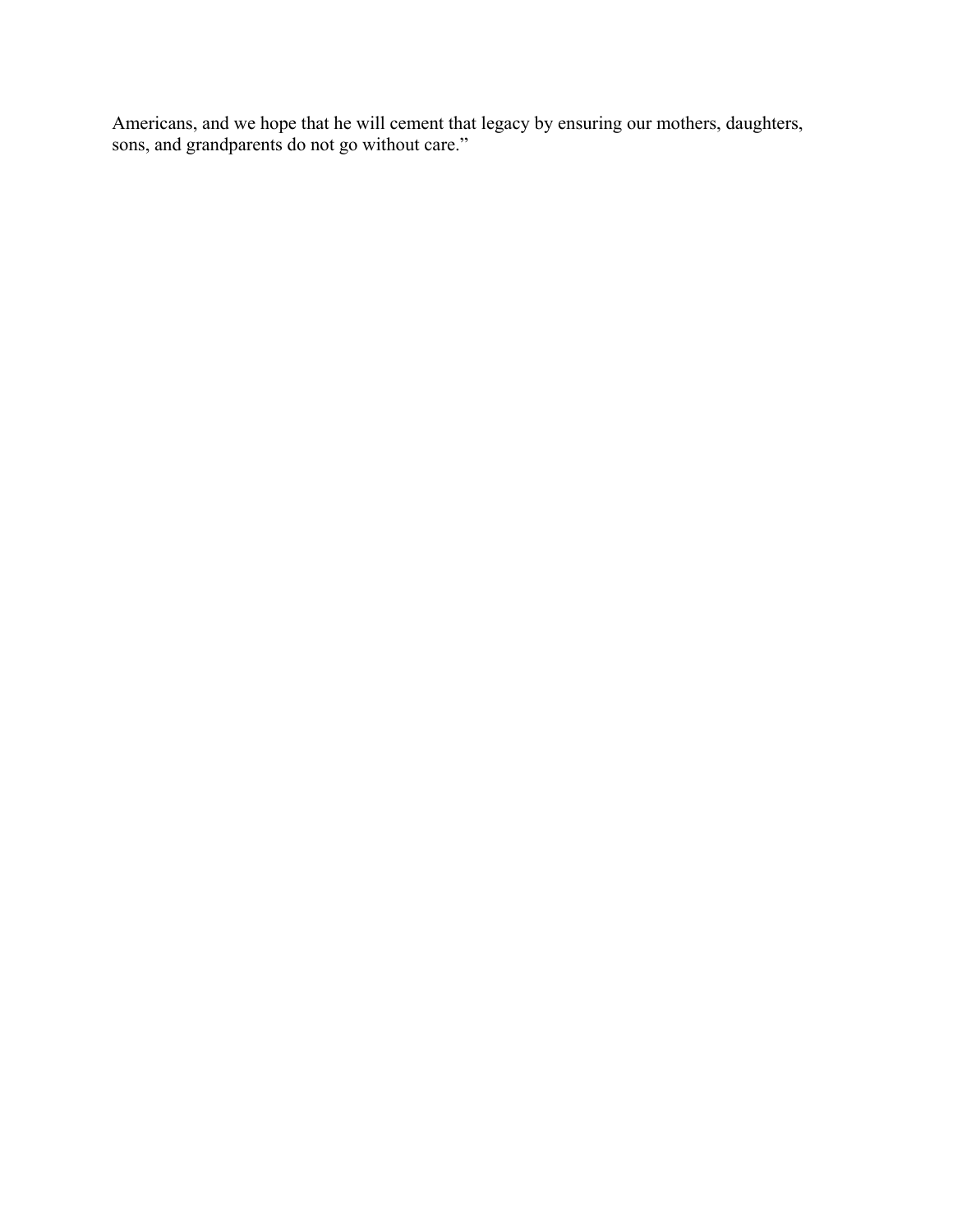Americans, and we hope that he will cement that legacy by ensuring our mothers, daughters, sons, and grandparents do not go without care."